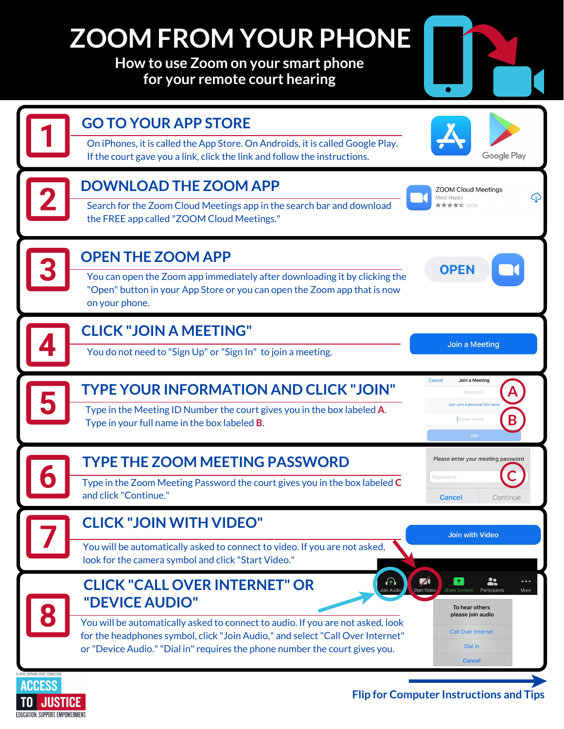# ZOOM FROM YOUR PHONE

**How to use Zoom on your smart phone for your remote court hearing**

## 1 GO TO YOUR APP STORE

On iPhones, it is called the App Store. On Androids, it is called Google Play. If the court gave you a link, click the link and follow the instructions.

## 2 DOWNLOAD THE ZOOM APP

Search for the Zoom Cloud Meetings app in the search bar and download the FREE app called "ZOOM Cloud Meetings."

## 3 OPEN THE ZOOM APP

You can open the Zoom app immediately after downloading it by clicking the "Open" button in your App Store or you can open the Zoom app that is now on your phone.

## 4 CLICK "JOIN A MEETING"

You do not need to "Sign Up" or "Sign In" to join a meeting.

## 5 TYPE YOUR INFORMATION AND CLICK "JOIN"

Type in the Meeting ID Number the court gives you in the box labeled **A**.
Type in your full name in the box labeled **B**.

## 6 TYPE THE ZOOM MEETING PASSWORD

Type in the Zoom Meeting Password the court gives you in the box labeled **C** and click "Continue."

## 7 CLICK "JOIN WITH VIDEO"

You will be automatically asked to connect to video. If you are not asked, look for the camera symbol and click "Start Video."

## 8 CLICK "CALL OVER INTERNET" OR "DEVICE AUDIO"

You will be automatically asked to connect to audio. If you are not asked, look for the headphones symbol, click "Join Audio," and select "Call Over Internet" or "Device Audio." "Dial in" requires the phone number the court gives you.

Illinois Supreme Court Commission
ACCESS TO JUSTICE
EDUCATION. SUPPORT. EMPOWERMENT.

**Flip for Computer Instructions and Tips**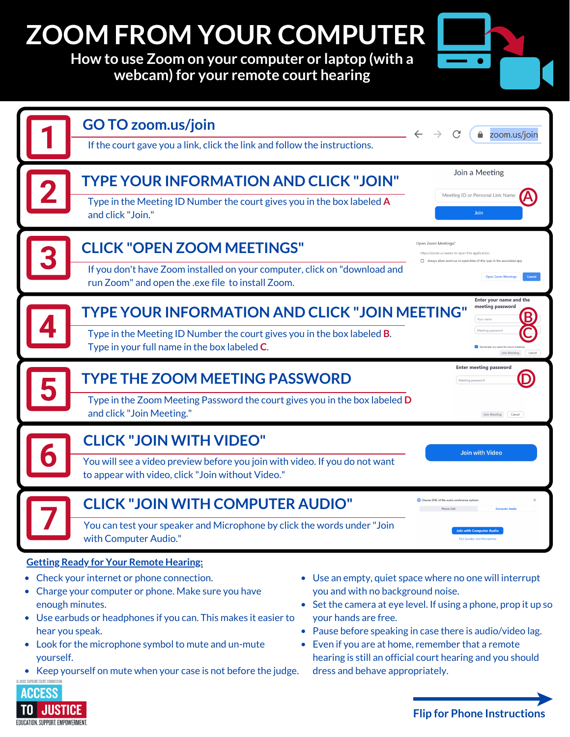# ZOOM FROM YOUR COMPUTER

How to use Zoom on your computer or laptop (with a webcam) for your remote court hearing

## 1 GO TO zoom.us/join

If the court gave you a link, click the link and follow the instructions.

## 2 TYPE YOUR INFORMATION AND CLICK "JOIN"

Type in the Meeting ID Number the court gives you in the box labeled **A** and click "Join."

## 3 CLICK "OPEN ZOOM MEETINGS"

If you don't have Zoom installed on your computer, click on "download and run Zoom" and open the .exe file to install Zoom.

## 4 TYPE YOUR INFORMATION AND CLICK "JOIN MEETING"

Type in the Meeting ID Number the court gives you in the box labeled **B**.
Type in your full name in the box labeled **C**.

## 5 TYPE THE ZOOM MEETING PASSWORD

Type in the Zoom Meeting Password the court gives you in the box labeled **D** and click "Join Meeting."

## 6 CLICK "JOIN WITH VIDEO"

You will see a video preview before you join with video. If you do not want to appear with video, click "Join without Video."

## 7 CLICK "JOIN WITH COMPUTER AUDIO"

You can test your speaker and Microphone by click the words under "Join with Computer Audio."

### Getting Ready for Your Remote Hearing:

- Check your internet or phone connection.
- Charge your computer or phone. Make sure you have enough minutes.
- Use earbuds or headphones if you can. This makes it easier to hear you speak.
- Look for the microphone symbol to mute and un-mute yourself.
- Keep yourself on mute when your case is not before the judge.
- Use an empty, quiet space where no one will interrupt you and with no background noise.
- Set the camera at eye level. If using a phone, prop it up so your hands are free.
- Pause before speaking in case there is audio/video lag.
- Even if you are at home, remember that a remote hearing is still an official court hearing and you should dress and behave appropriately.

Illinois Supreme Court Commission ACCESS TO JUSTICE Education. Support. Empowerment.

Flip for Phone Instructions